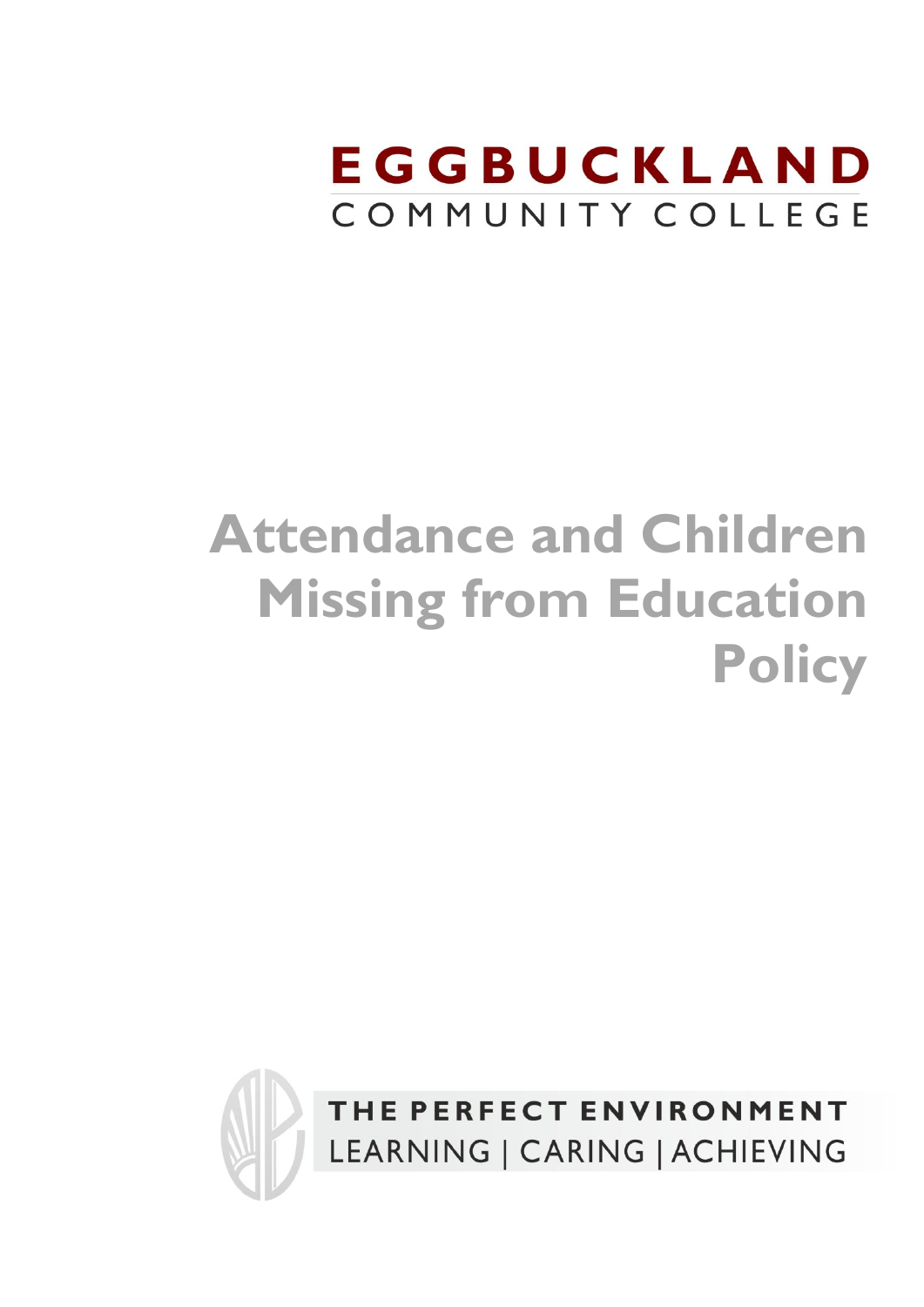EGGBUCKLAND
COMMUNITY COLLEGE

# Attendance and Children Missing from Education Policy

THE PERFECT ENVIRONMENT
LEARNING | CARING | ACHIEVING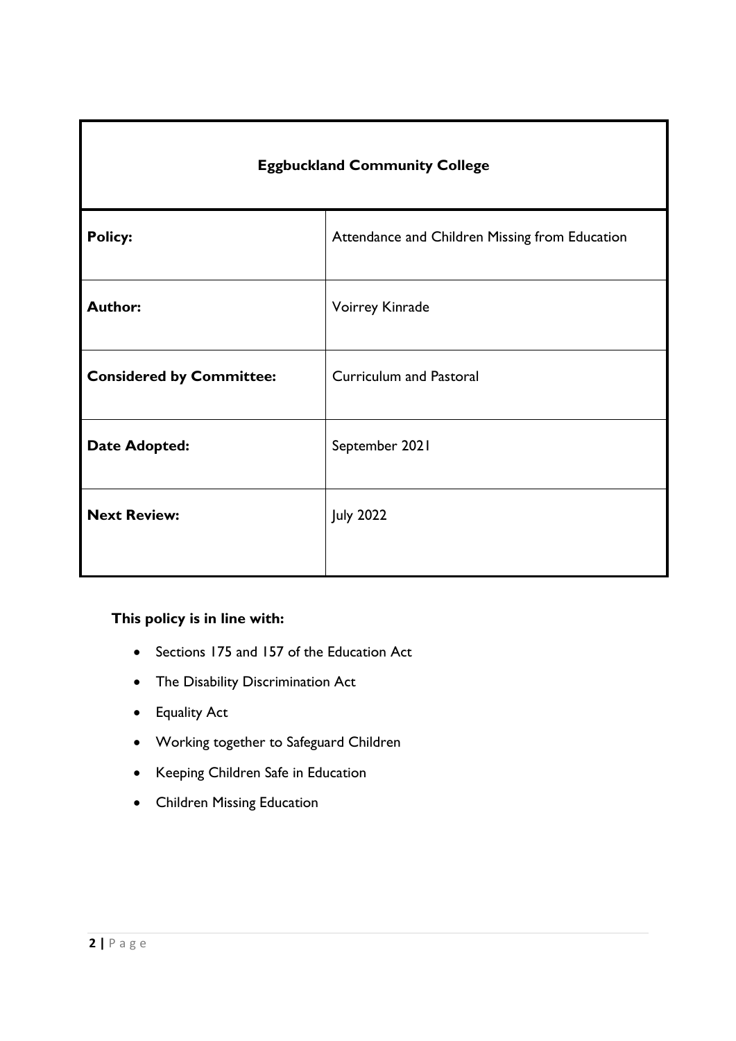| **Eggbuckland Community College** | |
|---|---|
| **Policy:** | Attendance and Children Missing from Education |
| **Author:** | Voirrey Kinrade |
| **Considered by Committee:** | Curriculum and Pastoral |
| **Date Adopted:** | September 2021 |
| **Next Review:** | July 2022 |

**This policy is in line with:**

- Sections 175 and 157 of the Education Act
- The Disability Discrimination Act
- Equality Act
- Working together to Safeguard Children
- Keeping Children Safe in Education
- Children Missing Education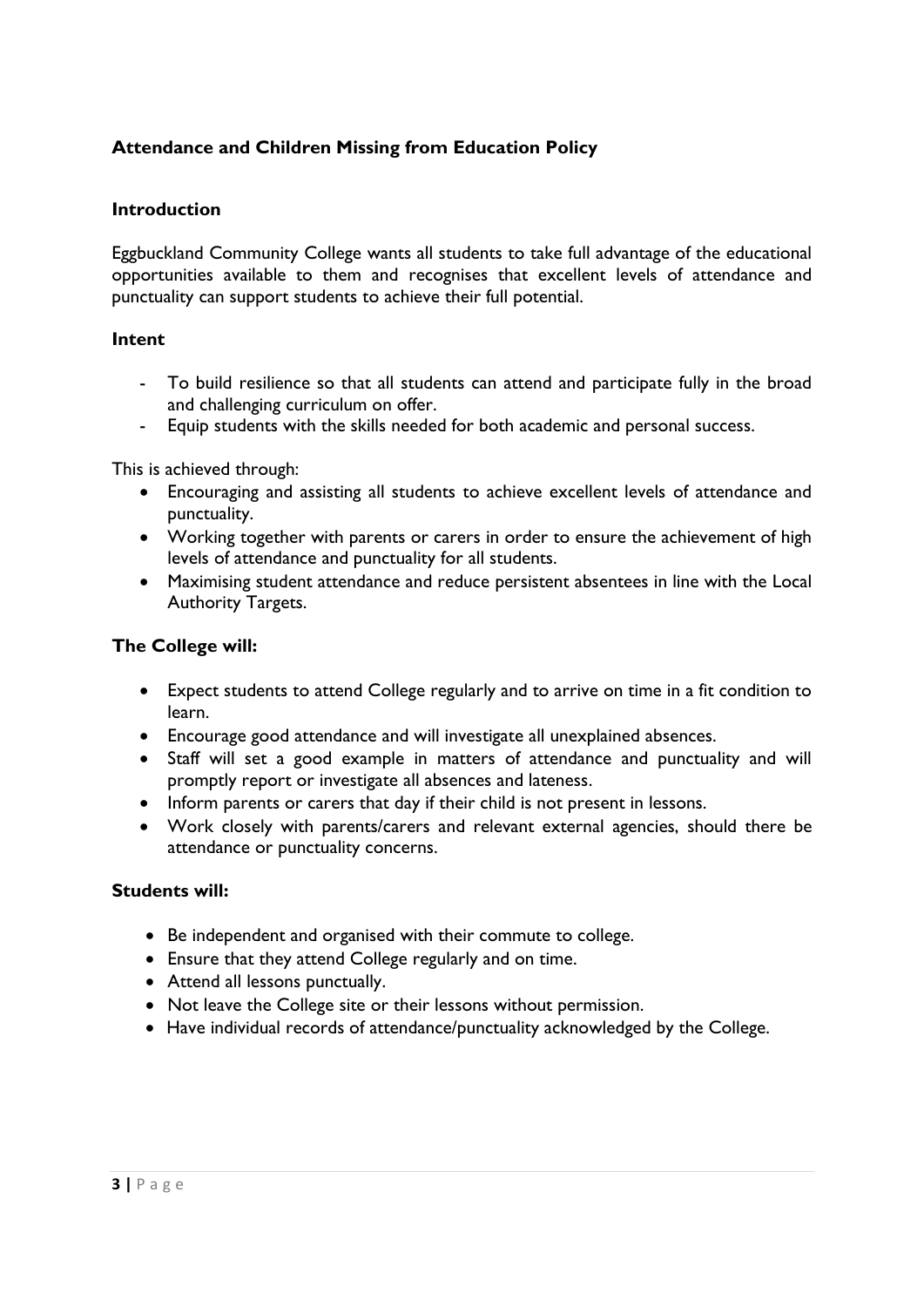## Attendance and Children Missing from Education Policy

### Introduction

Eggbuckland Community College wants all students to take full advantage of the educational opportunities available to them and recognises that excellent levels of attendance and punctuality can support students to achieve their full potential.

### Intent

- To build resilience so that all students can attend and participate fully in the broad and challenging curriculum on offer.
- Equip students with the skills needed for both academic and personal success.

This is achieved through:

- Encouraging and assisting all students to achieve excellent levels of attendance and punctuality.
- Working together with parents or carers in order to ensure the achievement of high levels of attendance and punctuality for all students.
- Maximising student attendance and reduce persistent absentees in line with the Local Authority Targets.

### The College will:

- Expect students to attend College regularly and to arrive on time in a fit condition to learn.
- Encourage good attendance and will investigate all unexplained absences.
- Staff will set a good example in matters of attendance and punctuality and will promptly report or investigate all absences and lateness.
- Inform parents or carers that day if their child is not present in lessons.
- Work closely with parents/carers and relevant external agencies, should there be attendance or punctuality concerns.

### Students will:

- Be independent and organised with their commute to college.
- Ensure that they attend College regularly and on time.
- Attend all lessons punctually.
- Not leave the College site or their lessons without permission.
- Have individual records of attendance/punctuality acknowledged by the College.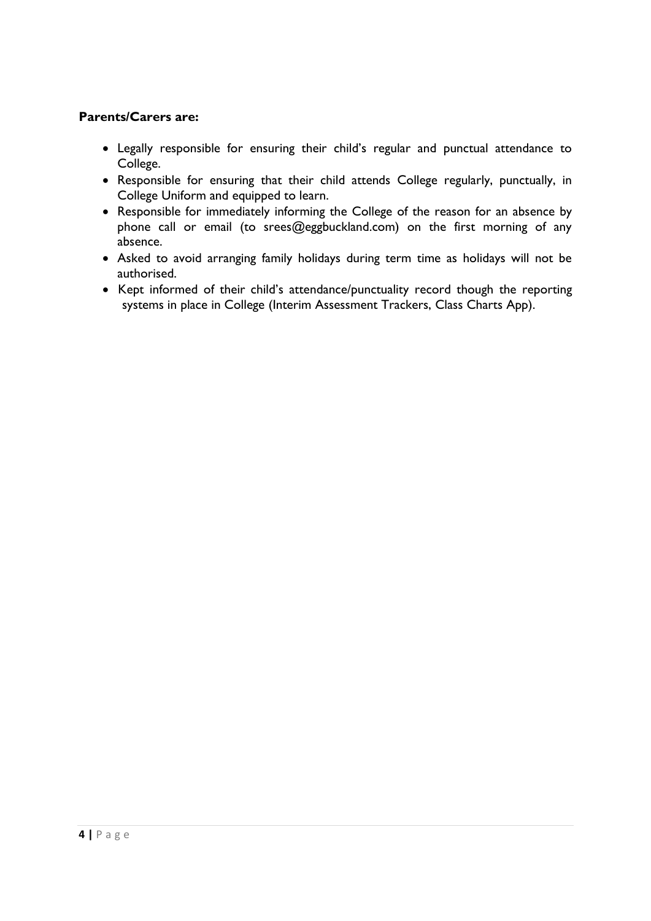**Parents/Carers are:**

- Legally responsible for ensuring their child's regular and punctual attendance to College.
- Responsible for ensuring that their child attends College regularly, punctually, in College Uniform and equipped to learn.
- Responsible for immediately informing the College of the reason for an absence by phone call or email (to srees@eggbuckland.com) on the first morning of any absence.
- Asked to avoid arranging family holidays during term time as holidays will not be authorised.
- Kept informed of their child's attendance/punctuality record though the reporting systems in place in College (Interim Assessment Trackers, Class Charts App).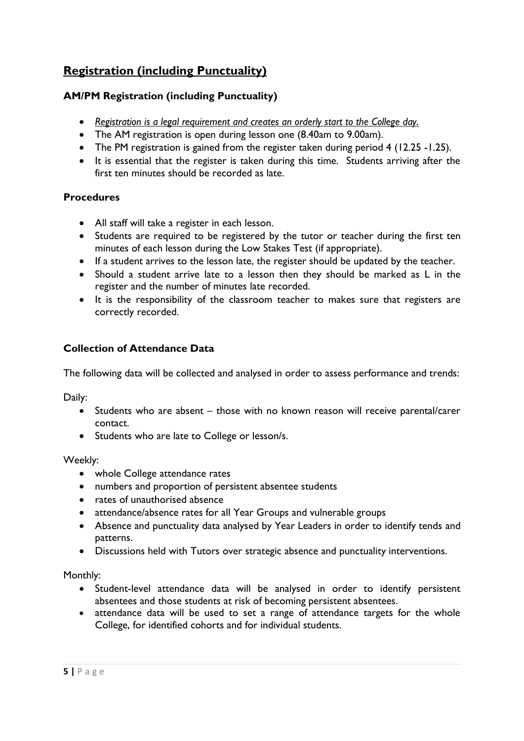## Registration (including Punctuality)

### AM/PM Registration (including Punctuality)

- *Registration is a legal requirement and creates an orderly start to the College day.*
- The AM registration is open during lesson one (8.40am to 9.00am).
- The PM registration is gained from the register taken during period 4 (12.25 -1.25).
- It is essential that the register is taken during this time. Students arriving after the first ten minutes should be recorded as late.

### Procedures

- All staff will take a register in each lesson.
- Students are required to be registered by the tutor or teacher during the first ten minutes of each lesson during the Low Stakes Test (if appropriate).
- If a student arrives to the lesson late, the register should be updated by the teacher.
- Should a student arrive late to a lesson then they should be marked as L in the register and the number of minutes late recorded.
- It is the responsibility of the classroom teacher to makes sure that registers are correctly recorded.

### Collection of Attendance Data

The following data will be collected and analysed in order to assess performance and trends:

Daily:

- Students who are absent – those with no known reason will receive parental/carer contact.
- Students who are late to College or lesson/s.

Weekly:

- whole College attendance rates
- numbers and proportion of persistent absentee students
- rates of unauthorised absence
- attendance/absence rates for all Year Groups and vulnerable groups
- Absence and punctuality data analysed by Year Leaders in order to identify tends and patterns.
- Discussions held with Tutors over strategic absence and punctuality interventions.

Monthly:

- Student-level attendance data will be analysed in order to identify persistent absentees and those students at risk of becoming persistent absentees.
- attendance data will be used to set a range of attendance targets for the whole College, for identified cohorts and for individual students.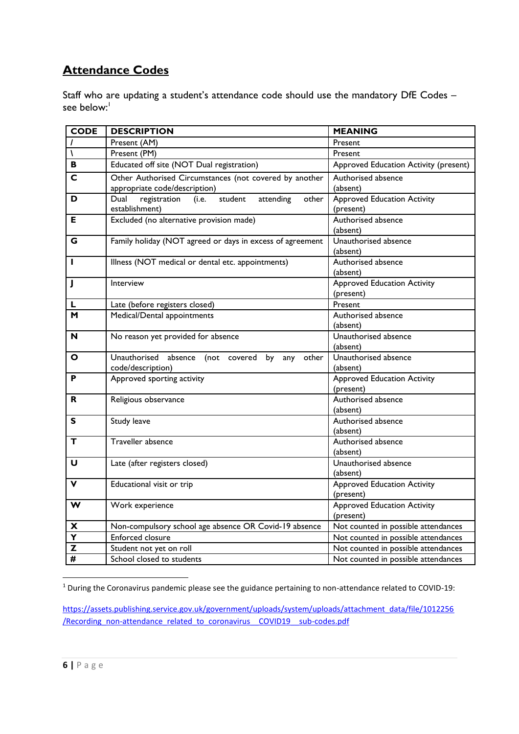## Attendance Codes

Staff who are updating a student's attendance code should use the mandatory DfE Codes – see below:[1]

| CODE | DESCRIPTION | MEANING |
|---|---|---|
| / | Present (AM) | Present |
| \ | Present (PM) | Present |
| B | Educated off site (NOT Dual registration) | Approved Education Activity (present) |
| C | Other Authorised Circumstances (not covered by another appropriate code/description) | Authorised absence (absent) |
| D | Dual registration (i.e. student attending other establishment) | Approved Education Activity (present) |
| E | Excluded (no alternative provision made) | Authorised absence (absent) |
| G | Family holiday (NOT agreed or days in excess of agreement | Unauthorised absence (absent) |
| I | Illness (NOT medical or dental etc. appointments) | Authorised absence (absent) |
| J | Interview | Approved Education Activity (present) |
| L | Late (before registers closed) | Present |
| M | Medical/Dental appointments | Authorised absence (absent) |
| N | No reason yet provided for absence | Unauthorised absence (absent) |
| O | Unauthorised absence (not covered by any other code/description) | Unauthorised absence (absent) |
| P | Approved sporting activity | Approved Education Activity (present) |
| R | Religious observance | Authorised absence (absent) |
| S | Study leave | Authorised absence (absent) |
| T | Traveller absence | Authorised absence (absent) |
| U | Late (after registers closed) | Unauthorised absence (absent) |
| V | Educational visit or trip | Approved Education Activity (present) |
| W | Work experience | Approved Education Activity (present) |
| X | Non-compulsory school age absence OR Covid-19 absence | Not counted in possible attendances |
| Y | Enforced closure | Not counted in possible attendances |
| Z | Student not yet on roll | Not counted in possible attendances |
| # | School closed to students | Not counted in possible attendances |

[1] During the Coronavirus pandemic please see the guidance pertaining to non-attendance related to COVID-19:

https://assets.publishing.service.gov.uk/government/uploads/system/uploads/attachment_data/file/1012256/Recording_non-attendance_related_to_coronavirus__COVID19__sub-codes.pdf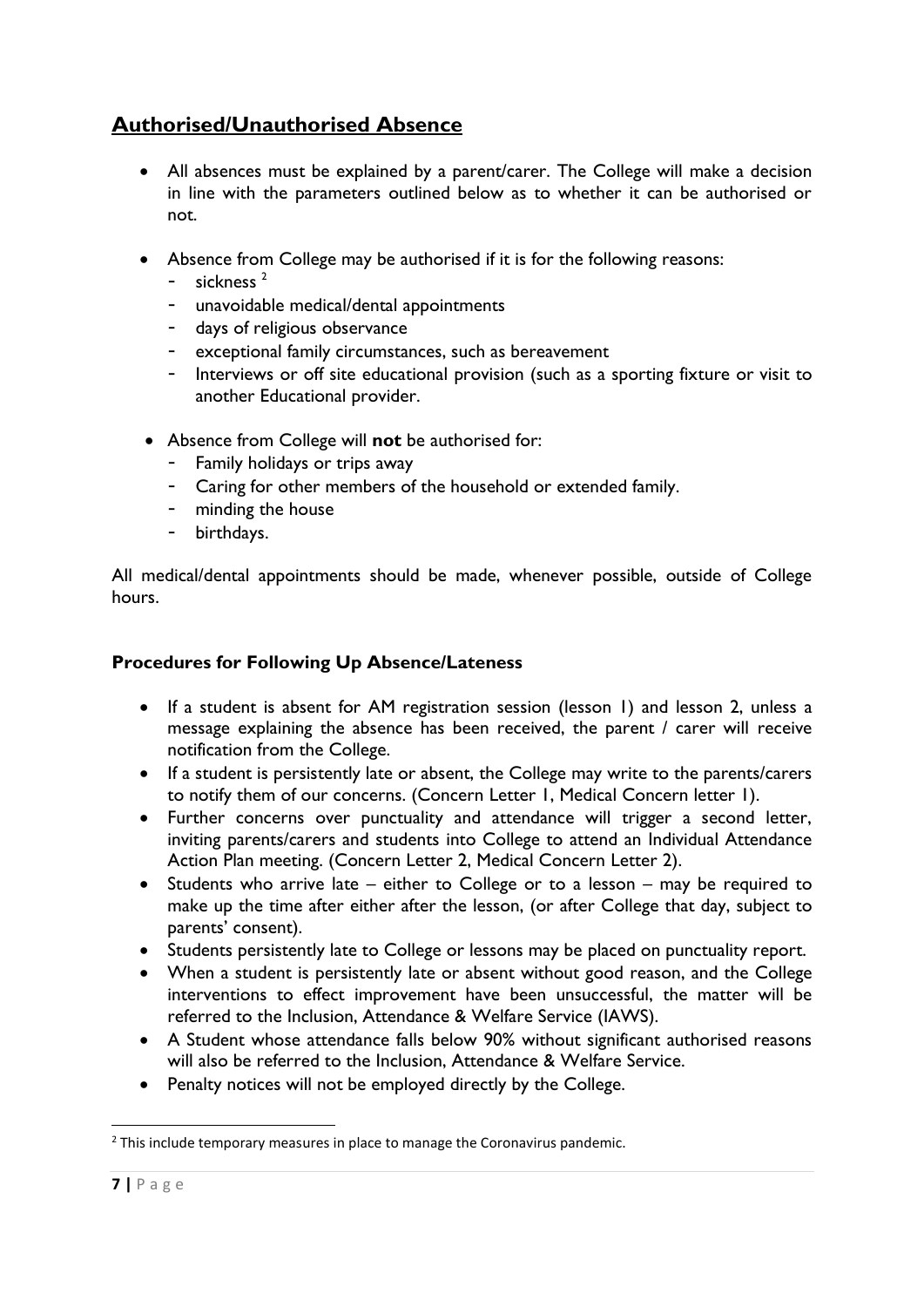## Authorised/Unauthorised Absence

- All absences must be explained by a parent/carer. The College will make a decision in line with the parameters outlined below as to whether it can be authorised or not.

- Absence from College may be authorised if it is for the following reasons:
  - sickness [2]
  - unavoidable medical/dental appointments
  - days of religious observance
  - exceptional family circumstances, such as bereavement
  - Interviews or off site educational provision (such as a sporting fixture or visit to another Educational provider.

- Absence from College will **not** be authorised for:
  - Family holidays or trips away
  - Caring for other members of the household or extended family.
  - minding the house
  - birthdays.

All medical/dental appointments should be made, whenever possible, outside of College hours.

### Procedures for Following Up Absence/Lateness

- If a student is absent for AM registration session (lesson 1) and lesson 2, unless a message explaining the absence has been received, the parent / carer will receive notification from the College.
- If a student is persistently late or absent, the College may write to the parents/carers to notify them of our concerns. (Concern Letter 1, Medical Concern letter 1).
- Further concerns over punctuality and attendance will trigger a second letter, inviting parents/carers and students into College to attend an Individual Attendance Action Plan meeting. (Concern Letter 2, Medical Concern Letter 2).
- Students who arrive late – either to College or to a lesson – may be required to make up the time after either after the lesson, (or after College that day, subject to parents' consent).
- Students persistently late to College or lessons may be placed on punctuality report.
- When a student is persistently late or absent without good reason, and the College interventions to effect improvement have been unsuccessful, the matter will be referred to the Inclusion, Attendance & Welfare Service (IAWS).
- A Student whose attendance falls below 90% without significant authorised reasons will also be referred to the Inclusion, Attendance & Welfare Service.
- Penalty notices will not be employed directly by the College.

[2] This include temporary measures in place to manage the Coronavirus pandemic.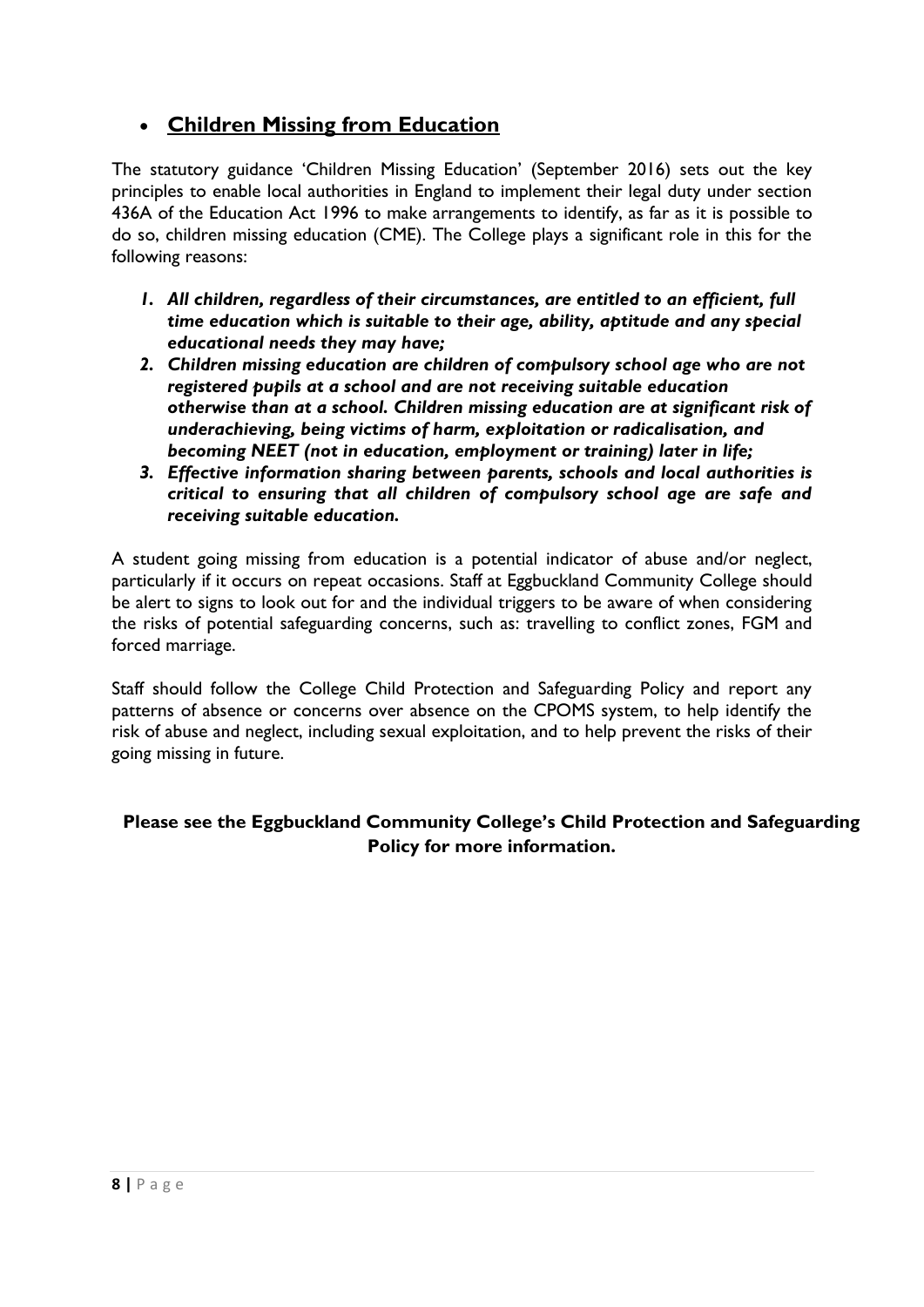- **Children Missing from Education**

The statutory guidance 'Children Missing Education' (September 2016) sets out the key principles to enable local authorities in England to implement their legal duty under section 436A of the Education Act 1996 to make arrangements to identify, as far as it is possible to do so, children missing education (CME). The College plays a significant role in this for the following reasons:

1. ***All children, regardless of their circumstances, are entitled to an efficient, full time education which is suitable to their age, ability, aptitude and any special educational needs they may have;***
2. ***Children missing education are children of compulsory school age who are not registered pupils at a school and are not receiving suitable education otherwise than at a school. Children missing education are at significant risk of underachieving, being victims of harm, exploitation or radicalisation, and becoming NEET (not in education, employment or training) later in life;***
3. ***Effective information sharing between parents, schools and local authorities is critical to ensuring that all children of compulsory school age are safe and receiving suitable education.***

A student going missing from education is a potential indicator of abuse and/or neglect, particularly if it occurs on repeat occasions. Staff at Eggbuckland Community College should be alert to signs to look out for and the individual triggers to be aware of when considering the risks of potential safeguarding concerns, such as: travelling to conflict zones, FGM and forced marriage.

Staff should follow the College Child Protection and Safeguarding Policy and report any patterns of absence or concerns over absence on the CPOMS system, to help identify the risk of abuse and neglect, including sexual exploitation, and to help prevent the risks of their going missing in future.

**Please see the Eggbuckland Community College's Child Protection and Safeguarding Policy for more information.**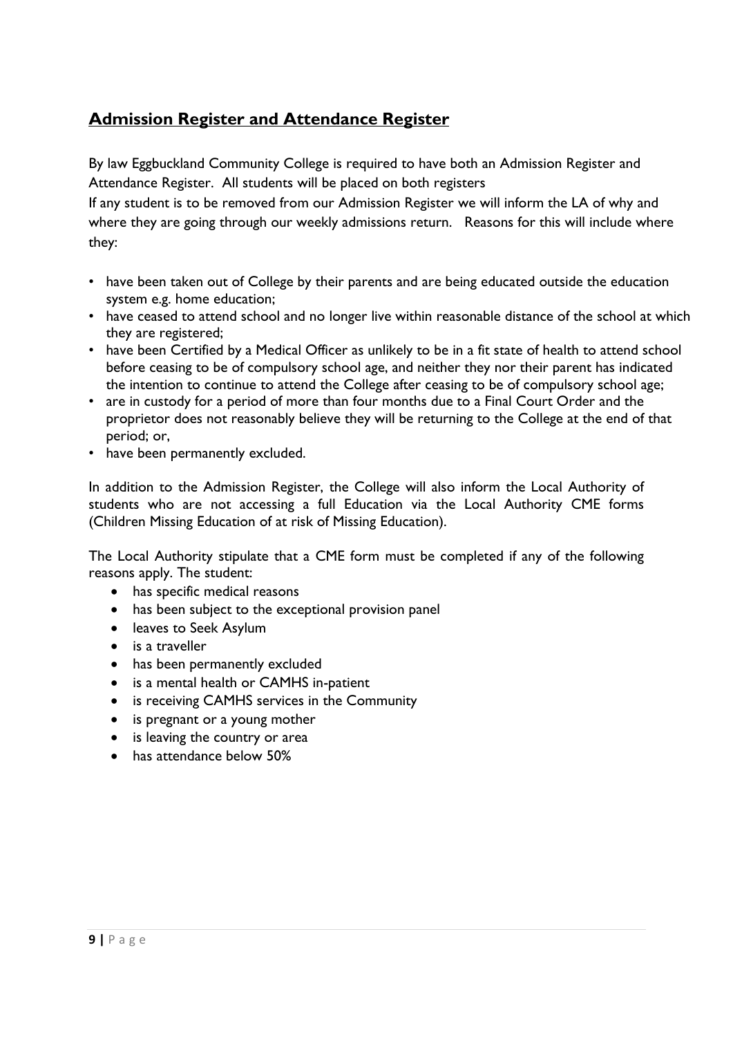## Admission Register and Attendance Register

By law Eggbuckland Community College is required to have both an Admission Register and Attendance Register. All students will be placed on both registers

If any student is to be removed from our Admission Register we will inform the LA of why and where they are going through our weekly admissions return. Reasons for this will include where they:

- have been taken out of College by their parents and are being educated outside the education system e.g. home education;
- have ceased to attend school and no longer live within reasonable distance of the school at which they are registered;
- have been Certified by a Medical Officer as unlikely to be in a fit state of health to attend school before ceasing to be of compulsory school age, and neither they nor their parent has indicated the intention to continue to attend the College after ceasing to be of compulsory school age;
- are in custody for a period of more than four months due to a Final Court Order and the proprietor does not reasonably believe they will be returning to the College at the end of that period; or,
- have been permanently excluded.

In addition to the Admission Register, the College will also inform the Local Authority of students who are not accessing a full Education via the Local Authority CME forms (Children Missing Education of at risk of Missing Education).

The Local Authority stipulate that a CME form must be completed if any of the following reasons apply. The student:

- has specific medical reasons
- has been subject to the exceptional provision panel
- leaves to Seek Asylum
- is a traveller
- has been permanently excluded
- is a mental health or CAMHS in-patient
- is receiving CAMHS services in the Community
- is pregnant or a young mother
- is leaving the country or area
- has attendance below 50%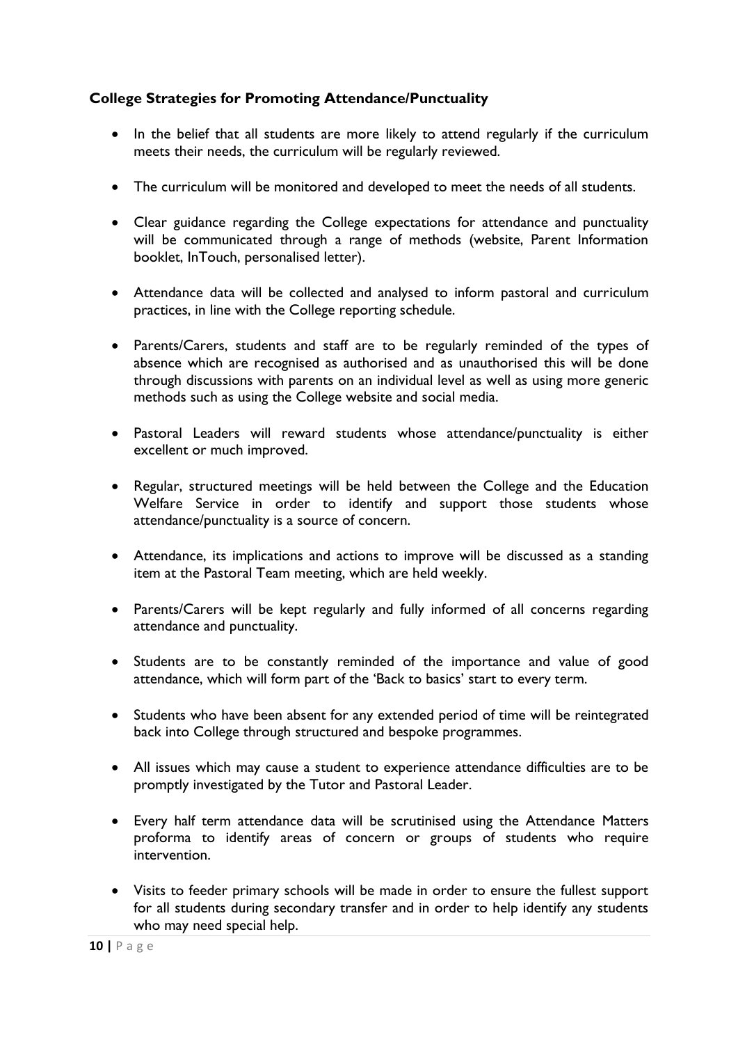### College Strategies for Promoting Attendance/Punctuality

- In the belief that all students are more likely to attend regularly if the curriculum meets their needs, the curriculum will be regularly reviewed.
- The curriculum will be monitored and developed to meet the needs of all students.
- Clear guidance regarding the College expectations for attendance and punctuality will be communicated through a range of methods (website, Parent Information booklet, InTouch, personalised letter).
- Attendance data will be collected and analysed to inform pastoral and curriculum practices, in line with the College reporting schedule.
- Parents/Carers, students and staff are to be regularly reminded of the types of absence which are recognised as authorised and as unauthorised this will be done through discussions with parents on an individual level as well as using more generic methods such as using the College website and social media.
- Pastoral Leaders will reward students whose attendance/punctuality is either excellent or much improved.
- Regular, structured meetings will be held between the College and the Education Welfare Service in order to identify and support those students whose attendance/punctuality is a source of concern.
- Attendance, its implications and actions to improve will be discussed as a standing item at the Pastoral Team meeting, which are held weekly.
- Parents/Carers will be kept regularly and fully informed of all concerns regarding attendance and punctuality.
- Students are to be constantly reminded of the importance and value of good attendance, which will form part of the 'Back to basics' start to every term.
- Students who have been absent for any extended period of time will be reintegrated back into College through structured and bespoke programmes.
- All issues which may cause a student to experience attendance difficulties are to be promptly investigated by the Tutor and Pastoral Leader.
- Every half term attendance data will be scrutinised using the Attendance Matters proforma to identify areas of concern or groups of students who require intervention.
- Visits to feeder primary schools will be made in order to ensure the fullest support for all students during secondary transfer and in order to help identify any students who may need special help.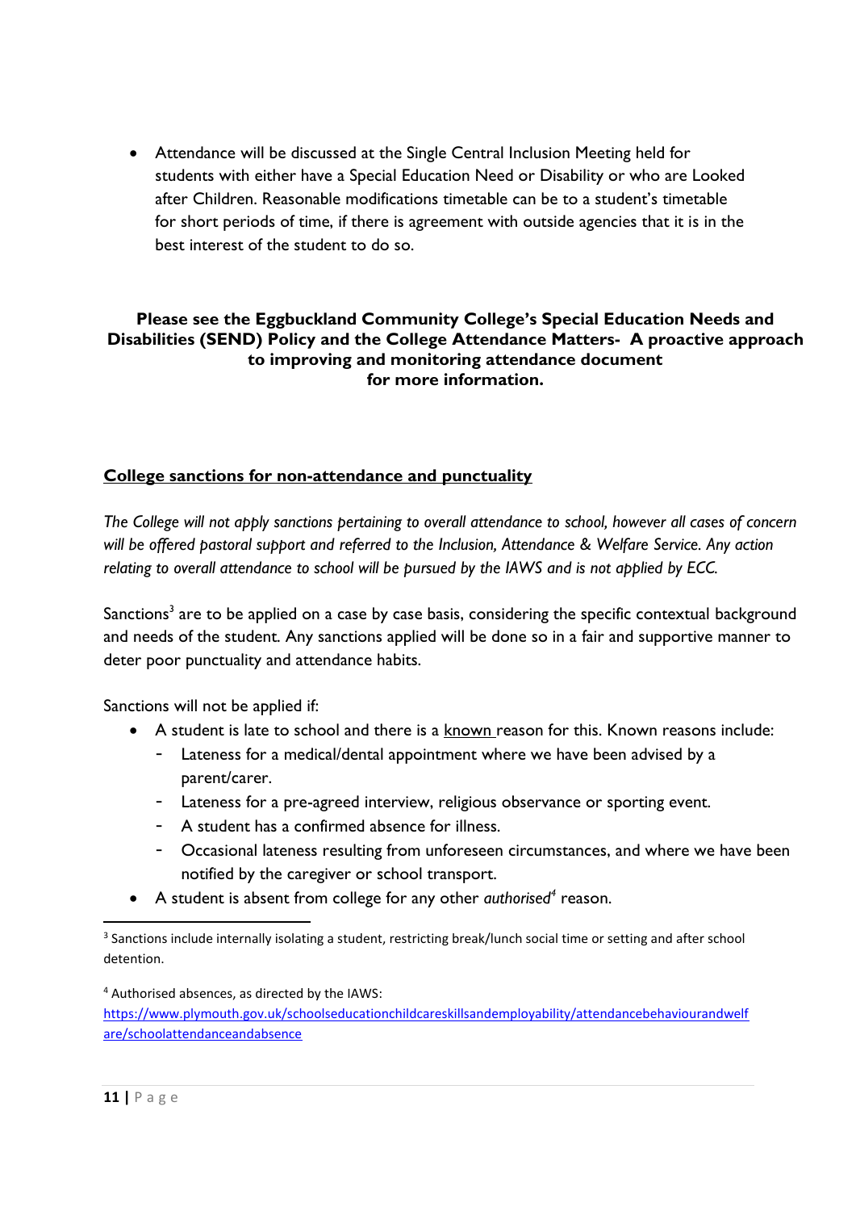- Attendance will be discussed at the Single Central Inclusion Meeting held for students with either have a Special Education Need or Disability or who are Looked after Children. Reasonable modifications timetable can be to a student's timetable for short periods of time, if there is agreement with outside agencies that it is in the best interest of the student to do so.

**Please see the Eggbuckland Community College's Special Education Needs and Disabilities (SEND) Policy and the College Attendance Matters- A proactive approach to improving and monitoring attendance document for more information.**

## College sanctions for non-attendance and punctuality

*The College will not apply sanctions pertaining to overall attendance to school, however all cases of concern will be offered pastoral support and referred to the Inclusion, Attendance & Welfare Service. Any action relating to overall attendance to school will be pursued by the IAWS and is not applied by ECC.*

Sanctions[3] are to be applied on a case by case basis, considering the specific contextual background and needs of the student. Any sanctions applied will be done so in a fair and supportive manner to deter poor punctuality and attendance habits.

Sanctions will not be applied if:

- A student is late to school and there is a known reason for this. Known reasons include:
  - Lateness for a medical/dental appointment where we have been advised by a parent/carer.
  - Lateness for a pre-agreed interview, religious observance or sporting event.
  - A student has a confirmed absence for illness.
  - Occasional lateness resulting from unforeseen circumstances, and where we have been notified by the caregiver or school transport.
- A student is absent from college for any other *authorised*[4] reason.

[3] Sanctions include internally isolating a student, restricting break/lunch social time or setting and after school detention.

[4] Authorised absences, as directed by the IAWS: https://www.plymouth.gov.uk/schoolseducationchildcareskillsandemployability/attendancebehaviourandwelfare/schoolattendanceandabsence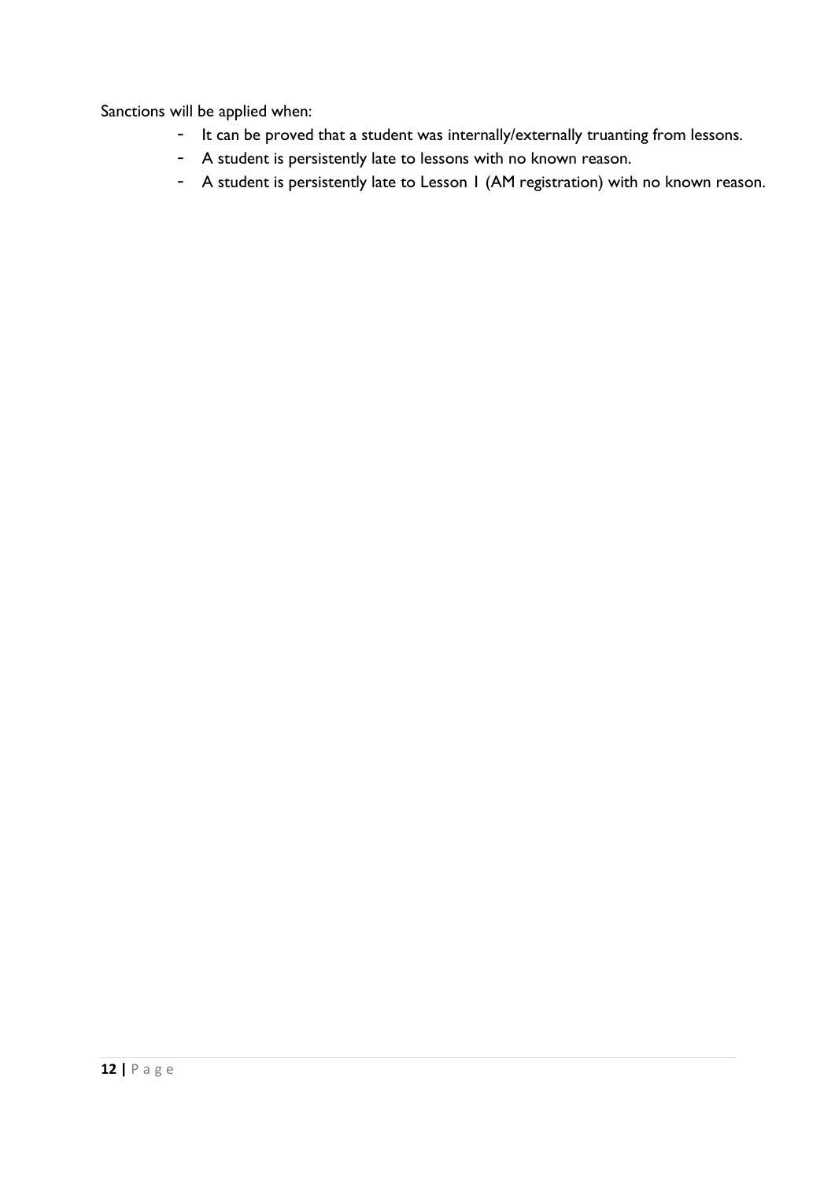Sanctions will be applied when:

- It can be proved that a student was internally/externally truanting from lessons.
- A student is persistently late to lessons with no known reason.
- A student is persistently late to Lesson 1 (AM registration) with no known reason.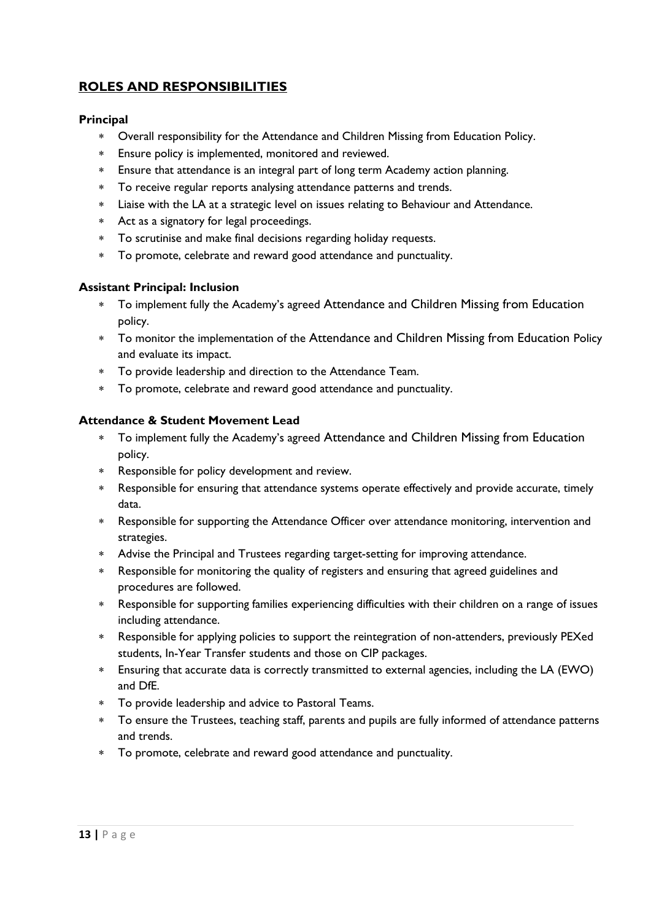## ROLES AND RESPONSIBILITIES

### Principal

- Overall responsibility for the Attendance and Children Missing from Education Policy.
- Ensure policy is implemented, monitored and reviewed.
- Ensure that attendance is an integral part of long term Academy action planning.
- To receive regular reports analysing attendance patterns and trends.
- Liaise with the LA at a strategic level on issues relating to Behaviour and Attendance.
- Act as a signatory for legal proceedings.
- To scrutinise and make final decisions regarding holiday requests.
- To promote, celebrate and reward good attendance and punctuality.

### Assistant Principal: Inclusion

- To implement fully the Academy's agreed Attendance and Children Missing from Education policy.
- To monitor the implementation of the Attendance and Children Missing from Education Policy and evaluate its impact.
- To provide leadership and direction to the Attendance Team.
- To promote, celebrate and reward good attendance and punctuality.

### Attendance & Student Movement Lead

- To implement fully the Academy's agreed Attendance and Children Missing from Education policy.
- Responsible for policy development and review.
- Responsible for ensuring that attendance systems operate effectively and provide accurate, timely data.
- Responsible for supporting the Attendance Officer over attendance monitoring, intervention and strategies.
- Advise the Principal and Trustees regarding target-setting for improving attendance.
- Responsible for monitoring the quality of registers and ensuring that agreed guidelines and procedures are followed.
- Responsible for supporting families experiencing difficulties with their children on a range of issues including attendance.
- Responsible for applying policies to support the reintegration of non-attenders, previously PEXed students, In-Year Transfer students and those on CIP packages.
- Ensuring that accurate data is correctly transmitted to external agencies, including the LA (EWO) and DfE.
- To provide leadership and advice to Pastoral Teams.
- To ensure the Trustees, teaching staff, parents and pupils are fully informed of attendance patterns and trends.
- To promote, celebrate and reward good attendance and punctuality.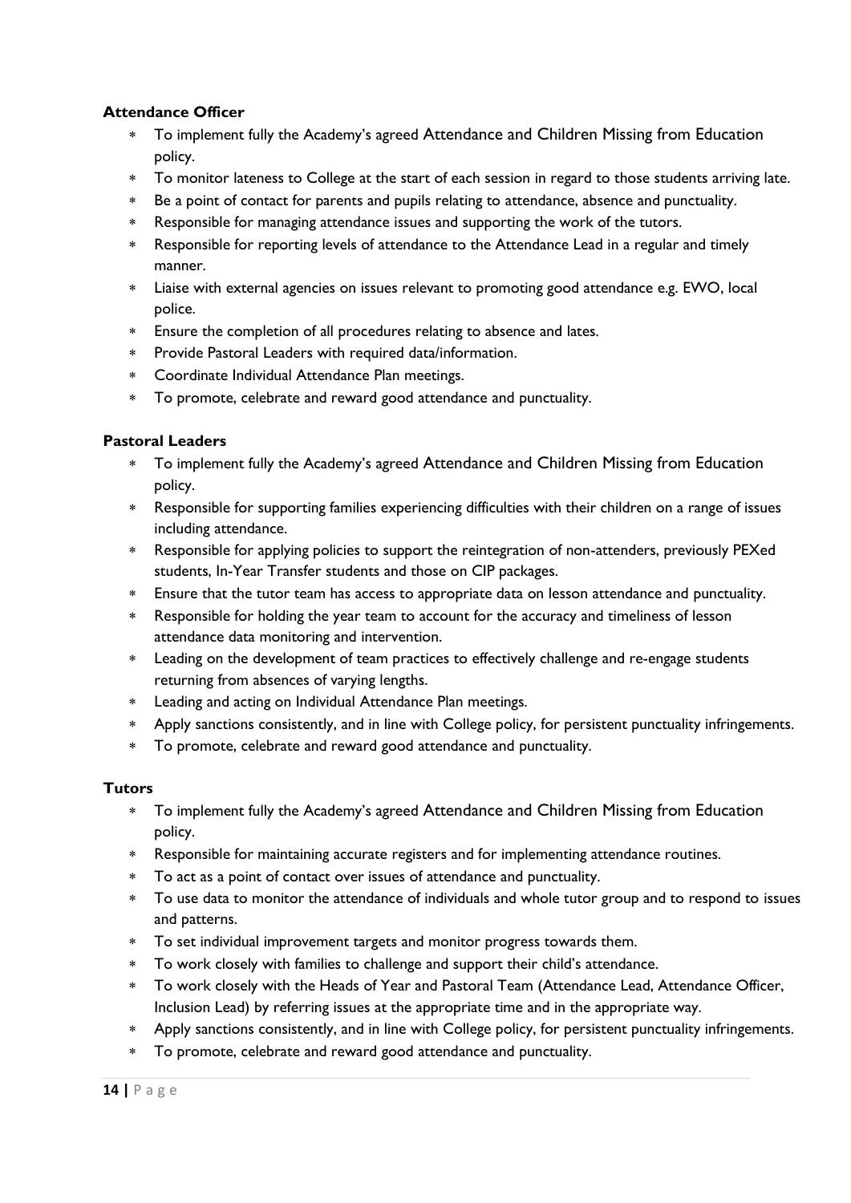**Attendance Officer**

- To implement fully the Academy's agreed Attendance and Children Missing from Education policy.
- To monitor lateness to College at the start of each session in regard to those students arriving late.
- Be a point of contact for parents and pupils relating to attendance, absence and punctuality.
- Responsible for managing attendance issues and supporting the work of the tutors.
- Responsible for reporting levels of attendance to the Attendance Lead in a regular and timely manner.
- Liaise with external agencies on issues relevant to promoting good attendance e.g. EWO, local police.
- Ensure the completion of all procedures relating to absence and lates.
- Provide Pastoral Leaders with required data/information.
- Coordinate Individual Attendance Plan meetings.
- To promote, celebrate and reward good attendance and punctuality.

**Pastoral Leaders**

- To implement fully the Academy's agreed Attendance and Children Missing from Education policy.
- Responsible for supporting families experiencing difficulties with their children on a range of issues including attendance.
- Responsible for applying policies to support the reintegration of non-attenders, previously PEXed students, In-Year Transfer students and those on CIP packages.
- Ensure that the tutor team has access to appropriate data on lesson attendance and punctuality.
- Responsible for holding the year team to account for the accuracy and timeliness of lesson attendance data monitoring and intervention.
- Leading on the development of team practices to effectively challenge and re-engage students returning from absences of varying lengths.
- Leading and acting on Individual Attendance Plan meetings.
- Apply sanctions consistently, and in line with College policy, for persistent punctuality infringements.
- To promote, celebrate and reward good attendance and punctuality.

**Tutors**

- To implement fully the Academy's agreed Attendance and Children Missing from Education policy.
- Responsible for maintaining accurate registers and for implementing attendance routines.
- To act as a point of contact over issues of attendance and punctuality.
- To use data to monitor the attendance of individuals and whole tutor group and to respond to issues and patterns.
- To set individual improvement targets and monitor progress towards them.
- To work closely with families to challenge and support their child's attendance.
- To work closely with the Heads of Year and Pastoral Team (Attendance Lead, Attendance Officer, Inclusion Lead) by referring issues at the appropriate time and in the appropriate way.
- Apply sanctions consistently, and in line with College policy, for persistent punctuality infringements.
- To promote, celebrate and reward good attendance and punctuality.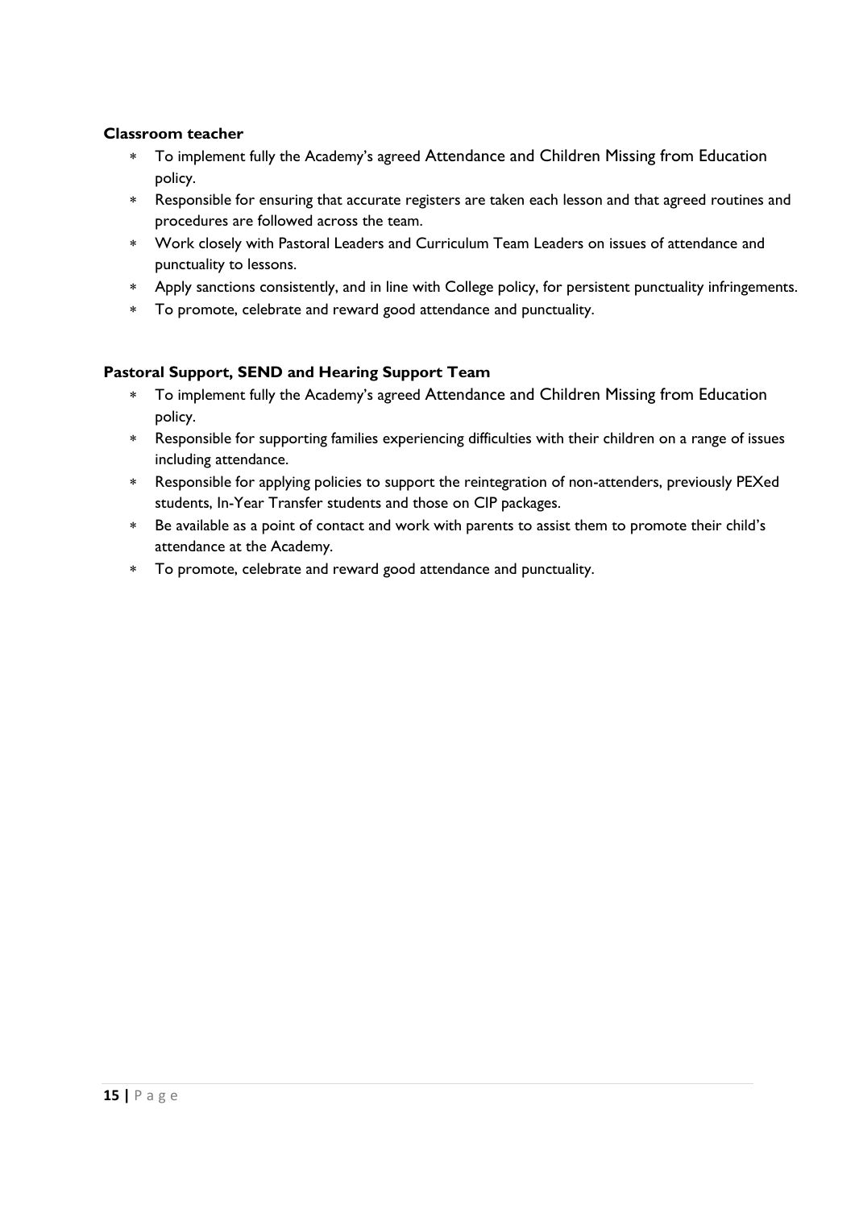**Classroom teacher**

- To implement fully the Academy's agreed Attendance and Children Missing from Education policy.
- Responsible for ensuring that accurate registers are taken each lesson and that agreed routines and procedures are followed across the team.
- Work closely with Pastoral Leaders and Curriculum Team Leaders on issues of attendance and punctuality to lessons.
- Apply sanctions consistently, and in line with College policy, for persistent punctuality infringements.
- To promote, celebrate and reward good attendance and punctuality.

**Pastoral Support, SEND and Hearing Support Team**

- To implement fully the Academy's agreed Attendance and Children Missing from Education policy.
- Responsible for supporting families experiencing difficulties with their children on a range of issues including attendance.
- Responsible for applying policies to support the reintegration of non-attenders, previously PEXed students, In-Year Transfer students and those on CIP packages.
- Be available as a point of contact and work with parents to assist them to promote their child's attendance at the Academy.
- To promote, celebrate and reward good attendance and punctuality.